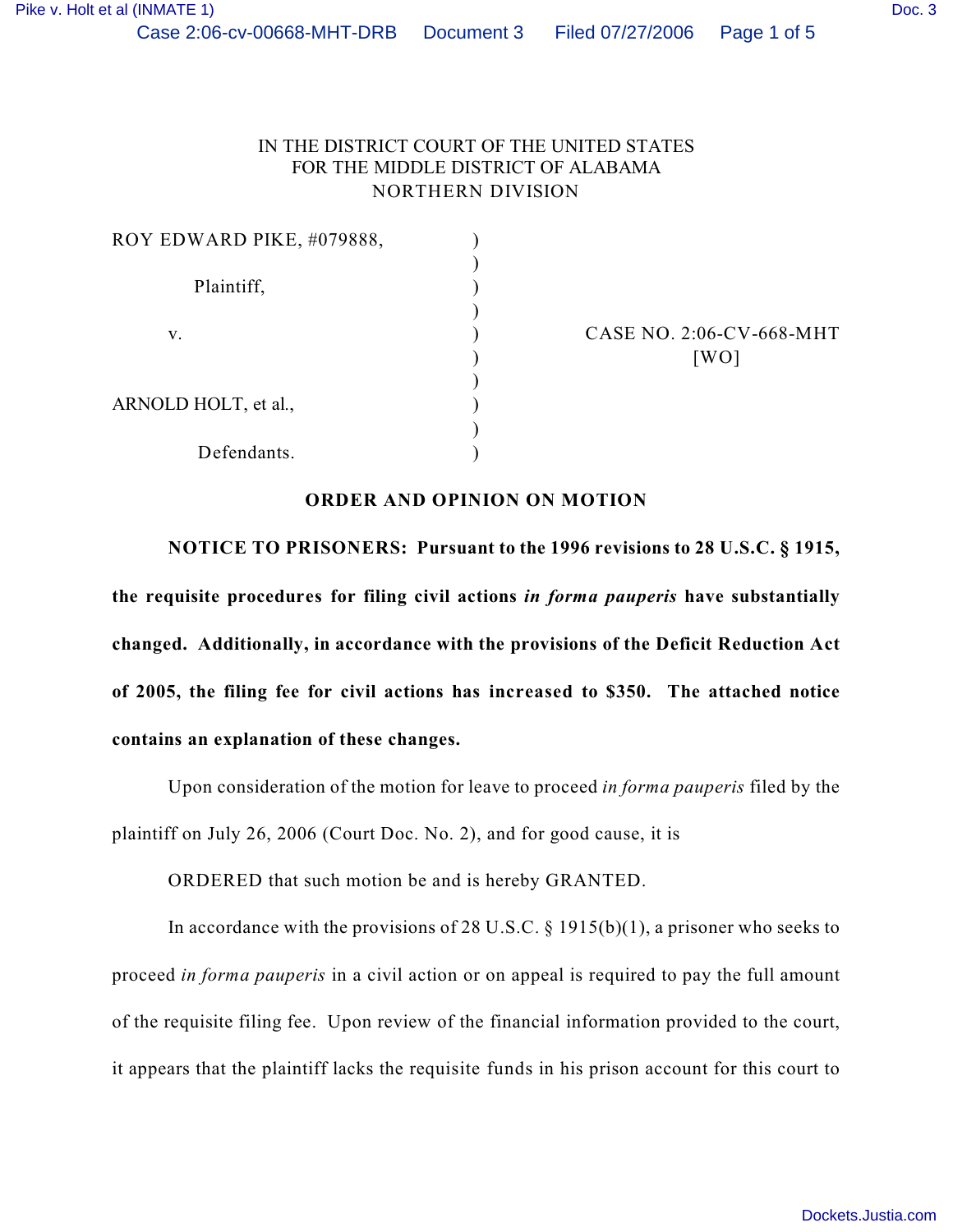IN THE DISTRICT COURT OF THE UNITED STATES
FOR THE MIDDLE DISTRICT OF ALABAMA
NORTHERN DIVISION

| | | |
|---|---|---|
| ROY EDWARD PIKE, #079888, | ) | |
| Plaintiff, | ) | |
| v. | ) | CASE NO. 2:06-CV-668-MHT [WO] |
| ARNOLD HOLT, et al., | ) | |
| Defendants. | ) | |

**ORDER AND OPINION ON MOTION**

**NOTICE TO PRISONERS: Pursuant to the 1996 revisions to 28 U.S.C. § 1915, the requisite procedures for filing civil actions *in forma pauperis* have substantially changed. Additionally, in accordance with the provisions of the Deficit Reduction Act of 2005, the filing fee for civil actions has increased to $350. The attached notice contains an explanation of these changes.**

Upon consideration of the motion for leave to proceed *in forma pauperis* filed by the plaintiff on July 26, 2006 (Court Doc. No. 2), and for good cause, it is

ORDERED that such motion be and is hereby GRANTED.

In accordance with the provisions of 28 U.S.C. § 1915(b)(1), a prisoner who seeks to proceed *in forma pauperis* in a civil action or on appeal is required to pay the full amount of the requisite filing fee. Upon review of the financial information provided to the court, it appears that the plaintiff lacks the requisite funds in his prison account for this court to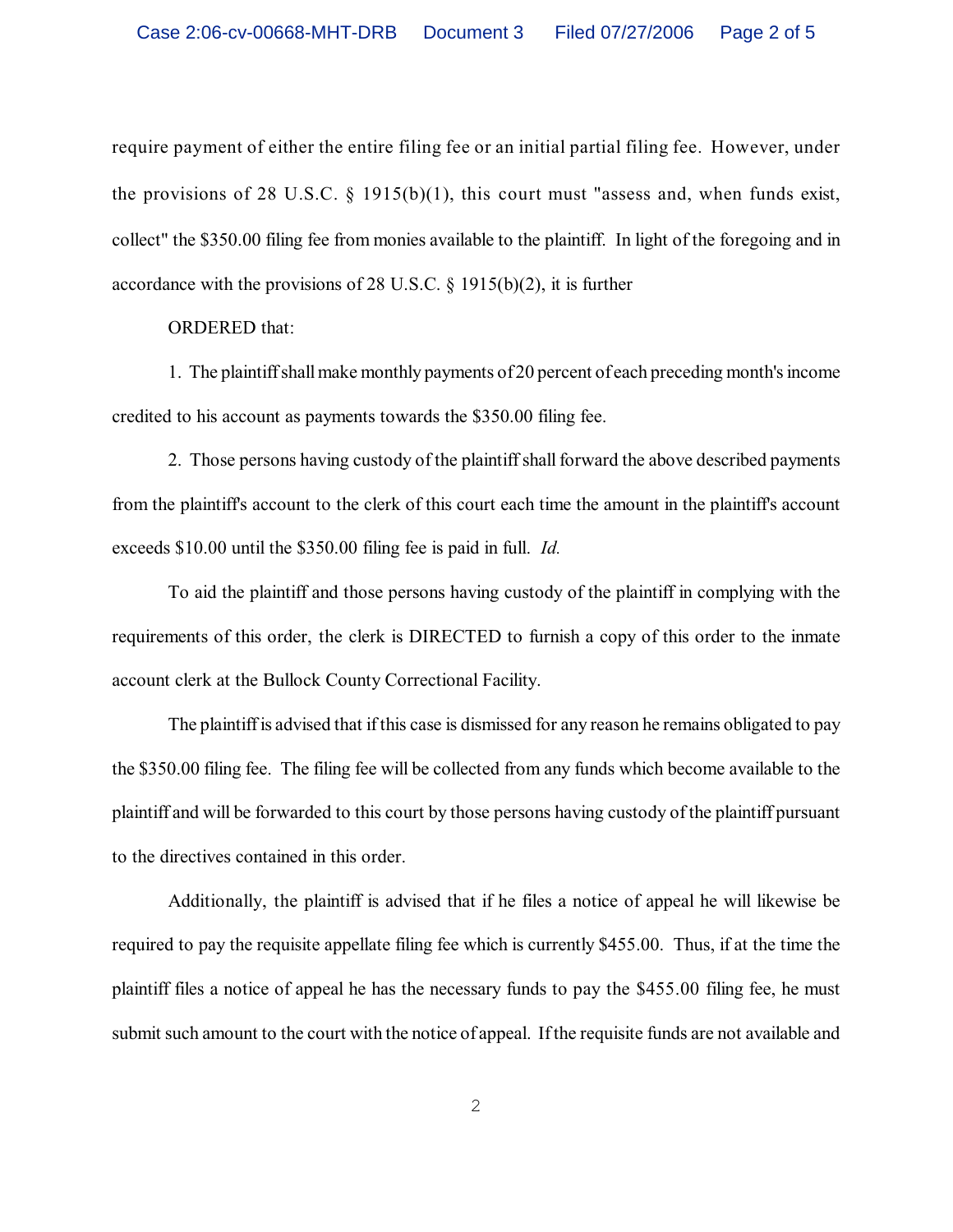require payment of either the entire filing fee or an initial partial filing fee. However, under the provisions of 28 U.S.C. § 1915(b)(1), this court must "assess and, when funds exist, collect" the $350.00 filing fee from monies available to the plaintiff. In light of the foregoing and in accordance with the provisions of 28 U.S.C. § 1915(b)(2), it is further

ORDERED that:

1. The plaintiff shall make monthly payments of 20 percent of each preceding month's income credited to his account as payments towards the $350.00 filing fee.

2. Those persons having custody of the plaintiff shall forward the above described payments from the plaintiff's account to the clerk of this court each time the amount in the plaintiff's account exceeds $10.00 until the $350.00 filing fee is paid in full. *Id.*

To aid the plaintiff and those persons having custody of the plaintiff in complying with the requirements of this order, the clerk is DIRECTED to furnish a copy of this order to the inmate account clerk at the Bullock County Correctional Facility.

The plaintiff is advised that if this case is dismissed for any reason he remains obligated to pay the $350.00 filing fee. The filing fee will be collected from any funds which become available to the plaintiff and will be forwarded to this court by those persons having custody of the plaintiff pursuant to the directives contained in this order.

Additionally, the plaintiff is advised that if he files a notice of appeal he will likewise be required to pay the requisite appellate filing fee which is currently $455.00. Thus, if at the time the plaintiff files a notice of appeal he has the necessary funds to pay the $455.00 filing fee, he must submit such amount to the court with the notice of appeal. If the requisite funds are not available and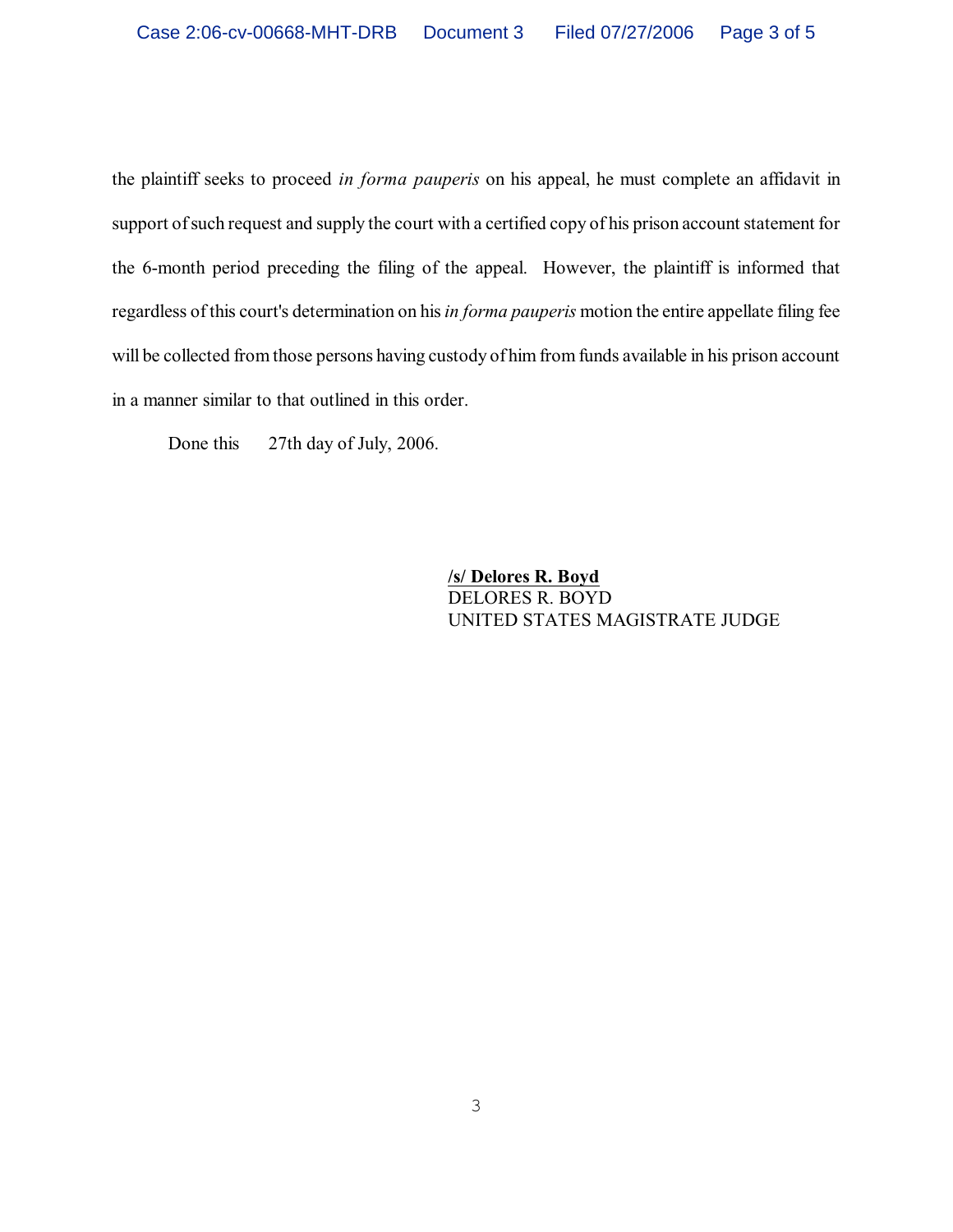the plaintiff seeks to proceed *in forma pauperis* on his appeal, he must complete an affidavit in support of such request and supply the court with a certified copy of his prison account statement for the 6-month period preceding the filing of the appeal. However, the plaintiff is informed that regardless of this court's determination on his *in forma pauperis* motion the entire appellate filing fee will be collected from those persons having custody of him from funds available in his prison account in a manner similar to that outlined in this order.

Done this 27th day of July, 2006.

**/s/ Delores R. Boyd**
DELORES R. BOYD
UNITED STATES MAGISTRATE JUDGE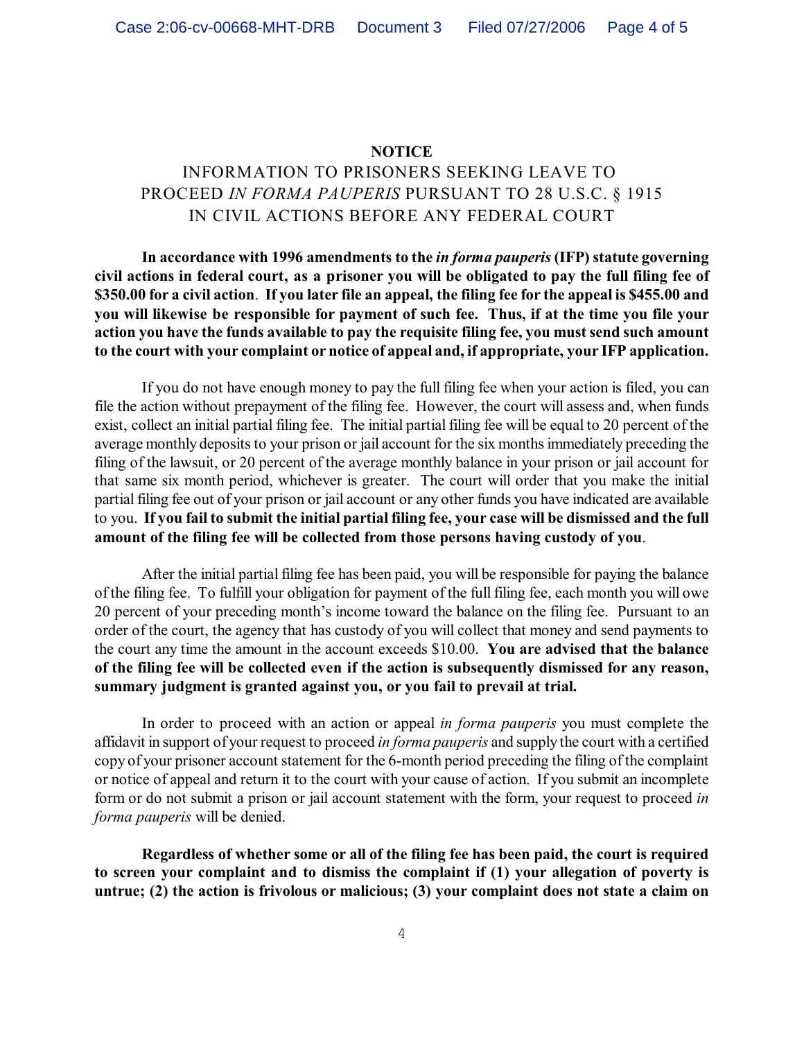**NOTICE**

INFORMATION TO PRISONERS SEEKING LEAVE TO PROCEED *IN FORMA PAUPERIS* PURSUANT TO 28 U.S.C. § 1915 IN CIVIL ACTIONS BEFORE ANY FEDERAL COURT

**In accordance with 1996 amendments to the *in forma pauperis* (IFP) statute governing civil actions in federal court, as a prisoner you will be obligated to pay the full filing fee of $350.00 for a civil action. If you later file an appeal, the filing fee for the appeal is $455.00 and you will likewise be responsible for payment of such fee. Thus, if at the time you file your action you have the funds available to pay the requisite filing fee, you must send such amount to the court with your complaint or notice of appeal and, if appropriate, your IFP application.**

If you do not have enough money to pay the full filing fee when your action is filed, you can file the action without prepayment of the filing fee. However, the court will assess and, when funds exist, collect an initial partial filing fee. The initial partial filing fee will be equal to 20 percent of the average monthly deposits to your prison or jail account for the six months immediately preceding the filing of the lawsuit, or 20 percent of the average monthly balance in your prison or jail account for that same six month period, whichever is greater. The court will order that you make the initial partial filing fee out of your prison or jail account or any other funds you have indicated are available to you. **If you fail to submit the initial partial filing fee, your case will be dismissed and the full amount of the filing fee will be collected from those persons having custody of you**.

After the initial partial filing fee has been paid, you will be responsible for paying the balance of the filing fee. To fulfill your obligation for payment of the full filing fee, each month you will owe 20 percent of your preceding month's income toward the balance on the filing fee. Pursuant to an order of the court, the agency that has custody of you will collect that money and send payments to the court any time the amount in the account exceeds $10.00. **You are advised that the balance of the filing fee will be collected even if the action is subsequently dismissed for any reason, summary judgment is granted against you, or you fail to prevail at trial.**

In order to proceed with an action or appeal *in forma pauperis* you must complete the affidavit in support of your request to proceed *in forma pauperis* and supply the court with a certified copy of your prisoner account statement for the 6-month period preceding the filing of the complaint or notice of appeal and return it to the court with your cause of action. If you submit an incomplete form or do not submit a prison or jail account statement with the form, your request to proceed *in forma pauperis* will be denied.

**Regardless of whether some or all of the filing fee has been paid, the court is required to screen your complaint and to dismiss the complaint if (1) your allegation of poverty is untrue; (2) the action is frivolous or malicious; (3) your complaint does not state a claim on**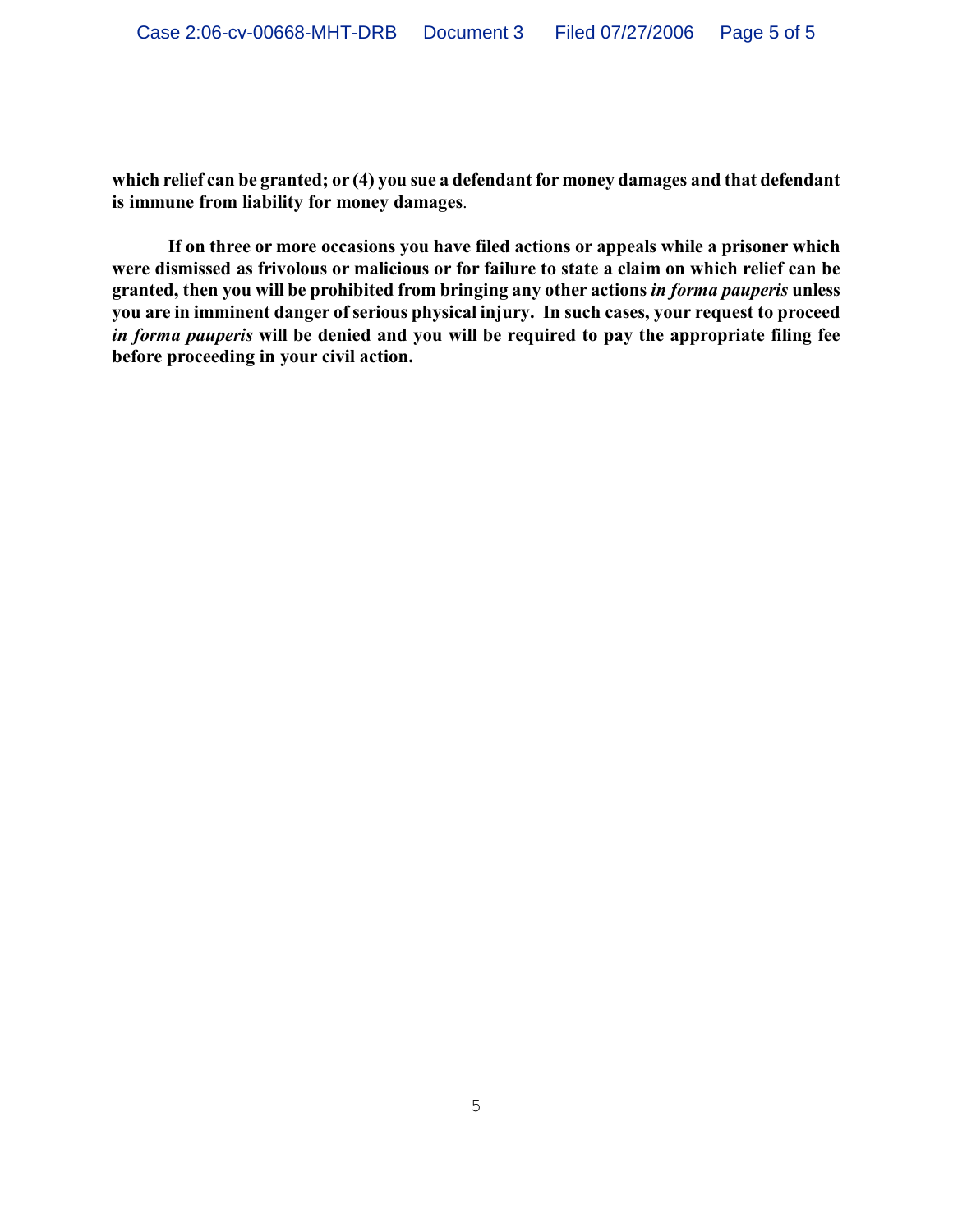**which relief can be granted; or (4) you sue a defendant for money damages and that defendant is immune from liability for money damages**.

**If on three or more occasions you have filed actions or appeals while a prisoner which were dismissed as frivolous or malicious or for failure to state a claim on which relief can be granted, then you will be prohibited from bringing any other actions *in forma pauperis* unless you are in imminent danger of serious physical injury. In such cases, your request to proceed *in forma pauperis* will be denied and you will be required to pay the appropriate filing fee before proceeding in your civil action.**